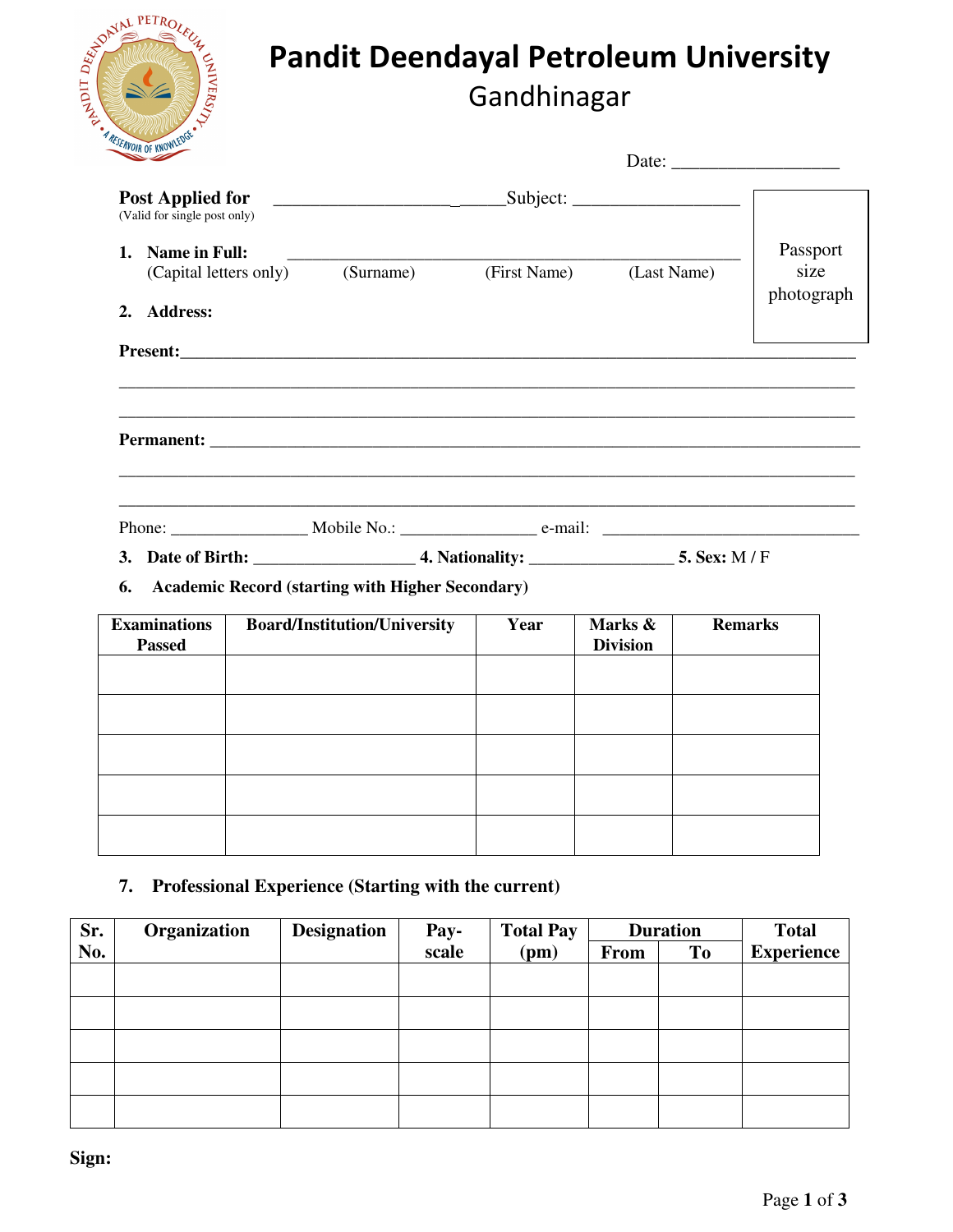# Pandit Deendayal Petroleum University

## Gandhinagar

Date: __________________

**Post Applied for** ___________________________Subject: __________________
(Valid for single post only)

Passport size photograph

1. **Name in Full:** ___________________________________________________
   (Capital letters only)   (Surname)   (First Name)   (Last Name)

2. **Address:**

**Present:**_____________________________________________________________________________

_____________________________________________________________________________

_____________________________________________________________________________

**Permanent:** ___________________________________________________________________________

_____________________________________________________________________________

_____________________________________________________________________________

Phone: _______________ Mobile No.: _______________ e-mail: ____________________________

3. **Date of Birth:** __________________ 4. **Nationality:** ________________ 5. **Sex:** M / F

6. **Academic Record (starting with Higher Secondary)**

| Examinations Passed | Board/Institution/University | Year | Marks & Division | Remarks |
|---|---|---|---|---|
| | | | | |
| | | | | |
| | | | | |
| | | | | |
| | | | | |

7. **Professional Experience (Starting with the current)**

| Sr. No. | Organization | Designation | Pay-scale | Total Pay (pm) | Duration | | Total Experience |
|---|---|---|---|---|---|---|---|
| | | | | | From | To | |
| | | | | | | | |
| | | | | | | | |
| | | | | | | | |
| | | | | | | | |
| | | | | | | | |

**Sign:**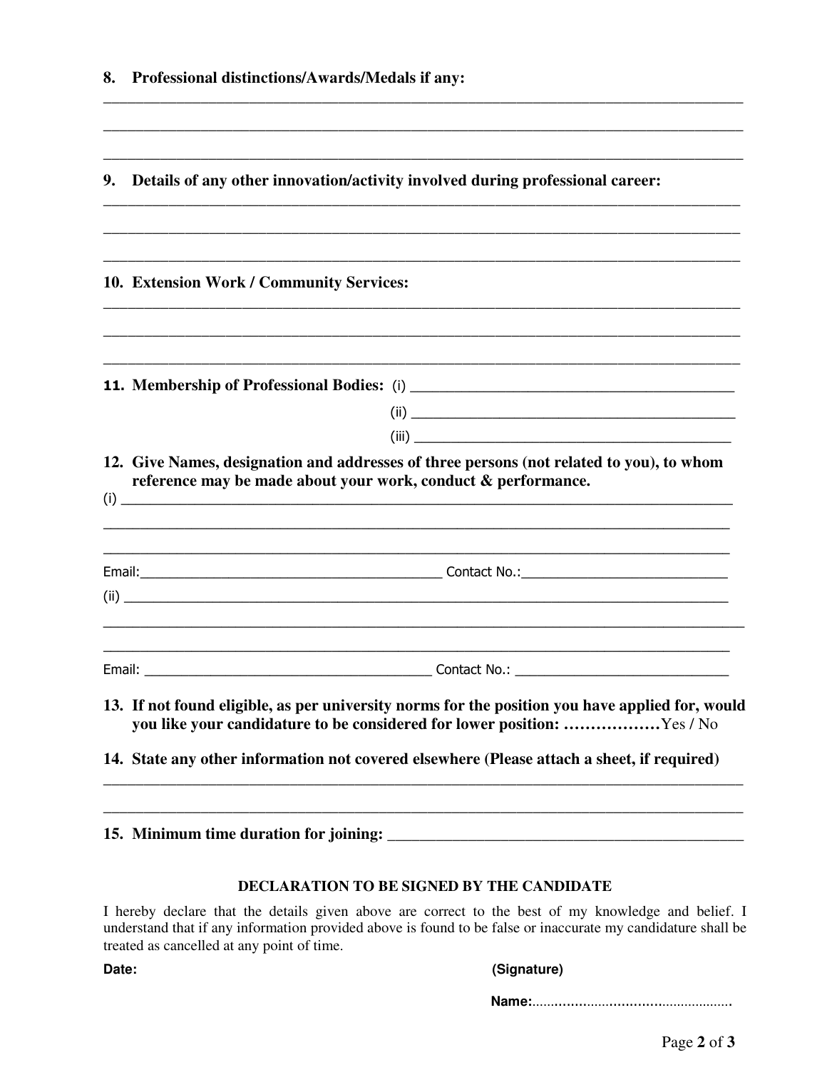**8. Professional distinctions/Awards/Medals if any:**

______________________________________________________________________________

______________________________________________________________________________

______________________________________________________________________________

**9. Details of any other innovation/activity involved during professional career:**

______________________________________________________________________________

______________________________________________________________________________

______________________________________________________________________________

**10. Extension Work / Community Services:**

______________________________________________________________________________

______________________________________________________________________________

______________________________________________________________________________

**11. Membership of Professional Bodies:** (i) ________________________________________

(ii) ________________________________________

(iii) ________________________________________

**12. Give Names, designation and addresses of three persons (not related to you), to whom reference may be made about your work, conduct & performance.**

(i) ______________________________________________________________________________

______________________________________________________________________________

______________________________________________________________________________

Email:________________________________________ Contact No.:____________________________

(ii) ______________________________________________________________________________

______________________________________________________________________________

______________________________________________________________________________

Email: ________________________________________ Contact No.: ____________________________

**13. If not found eligible, as per university norms for the position you have applied for, would you like your candidature to be considered for lower position: ………………**Yes / No

**14. State any other information not covered elsewhere (Please attach a sheet, if required)**

______________________________________________________________________________

______________________________________________________________________________

**15. Minimum time duration for joining:** ________________________________________

**DECLARATION TO BE SIGNED BY THE CANDIDATE**

I hereby declare that the details given above are correct to the best of my knowledge and belief. I understand that if any information provided above is found to be false or inaccurate my candidature shall be treated as cancelled at any point of time.

**Date:** **(Signature)**

**Name:**……………………………………………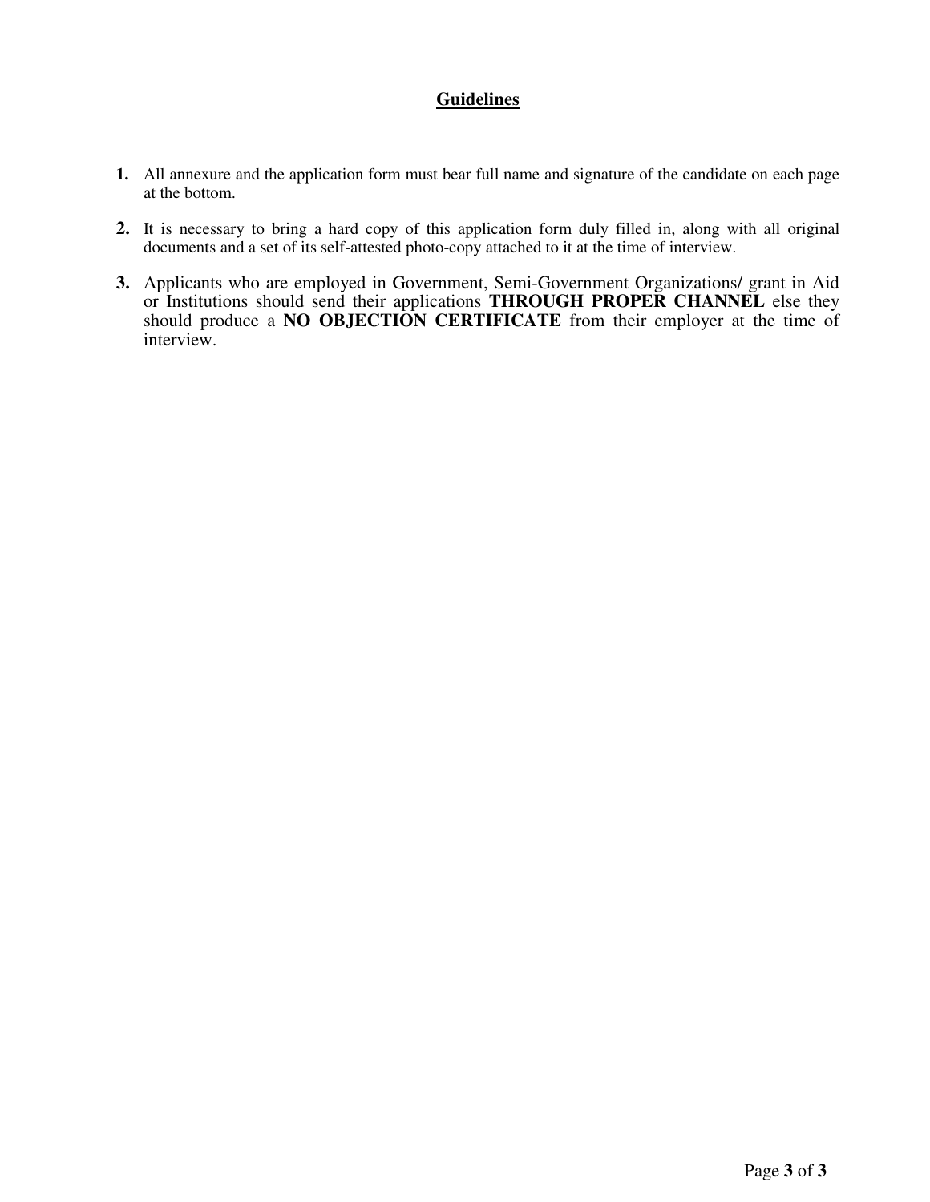## Guidelines

1. All annexure and the application form must bear full name and signature of the candidate on each page at the bottom.

2. It is necessary to bring a hard copy of this application form duly filled in, along with all original documents and a set of its self-attested photo-copy attached to it at the time of interview.

3. Applicants who are employed in Government, Semi-Government Organizations/ grant in Aid or Institutions should send their applications **THROUGH PROPER CHANNEL** else they should produce a **NO OBJECTION CERTIFICATE** from their employer at the time of interview.